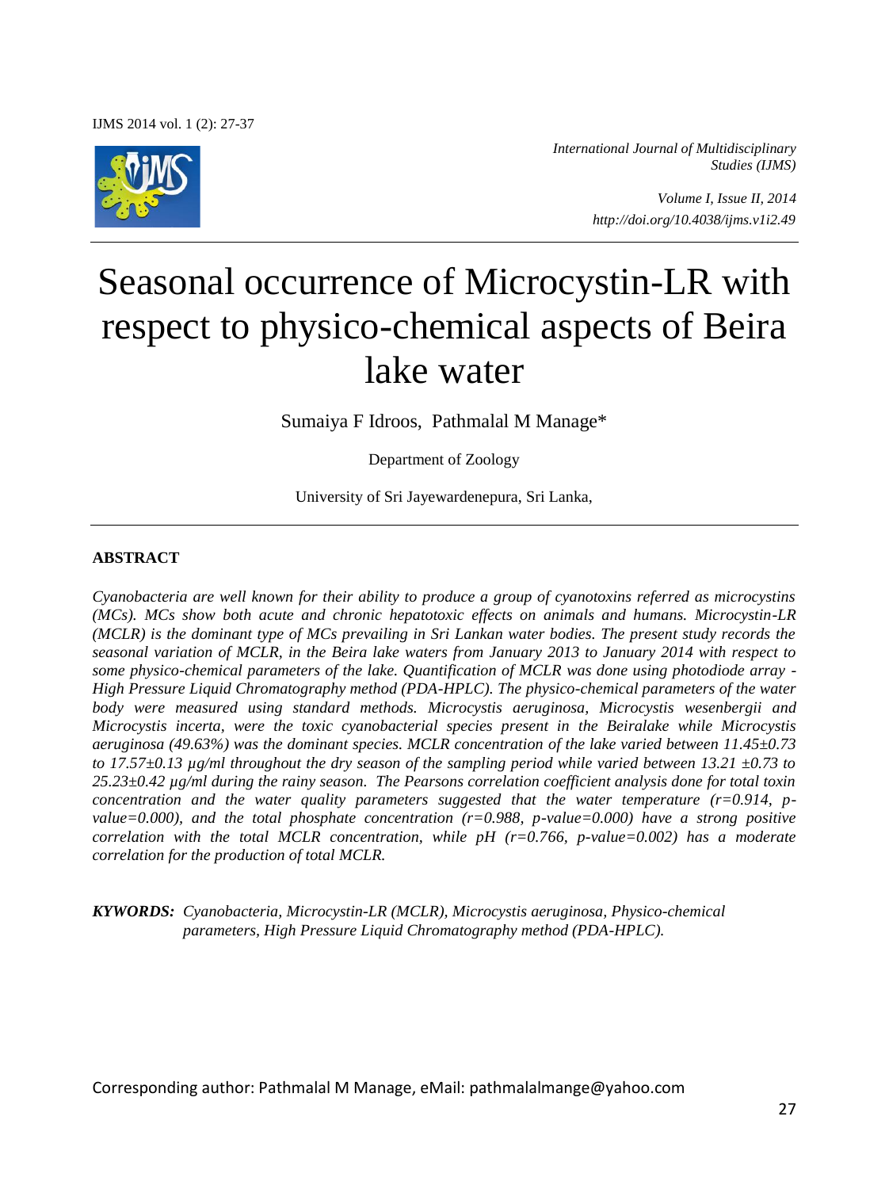*International Journal of Multidisciplinary Studies (IJMS)*

*Volume I, Issue II, 2014*
*http://doi.org/10.4038/ijms.v1i2.49*

# Seasonal occurrence of Microcystin-LR with respect to physico-chemical aspects of Beira lake water

Sumaiya F Idroos, Pathmalal M Manage*

Department of Zoology

University of Sri Jayewardenepura, Sri Lanka,

## ABSTRACT

*Cyanobacteria are well known for their ability to produce a group of cyanotoxins referred as microcystins (MCs). MCs show both acute and chronic hepatotoxic effects on animals and humans. Microcystin-LR (MCLR) is the dominant type of MCs prevailing in Sri Lankan water bodies. The present study records the seasonal variation of MCLR, in the Beira lake waters from January 2013 to January 2014 with respect to some physico-chemical parameters of the lake. Quantification of MCLR was done using photodiode array - High Pressure Liquid Chromatography method (PDA-HPLC). The physico-chemical parameters of the water body were measured using standard methods. Microcystis aeruginosa, Microcystis wesenbergii and Microcystis incerta, were the toxic cyanobacterial species present in the Beiralake while Microcystis aeruginosa (49.63%) was the dominant species. MCLR concentration of the lake varied between 11.45±0.73 to 17.57±0.13 µg/ml throughout the dry season of the sampling period while varied between 13.21 ±0.73 to 25.23±0.42 µg/ml during the rainy season. The Pearsons correlation coefficient analysis done for total toxin concentration and the water quality parameters suggested that the water temperature (r=0.914, p-value=0.000), and the total phosphate concentration (r=0.988, p-value=0.000) have a strong positive correlation with the total MCLR concentration, while pH (r=0.766, p-value=0.002) has a moderate correlation for the production of total MCLR.*

***KYWORDS:*** *Cyanobacteria, Microcystin-LR (MCLR), Microcystis aeruginosa, Physico-chemical parameters, High Pressure Liquid Chromatography method (PDA-HPLC).*

Corresponding author: Pathmalal M Manage, eMail: pathmalalmange@yahoo.com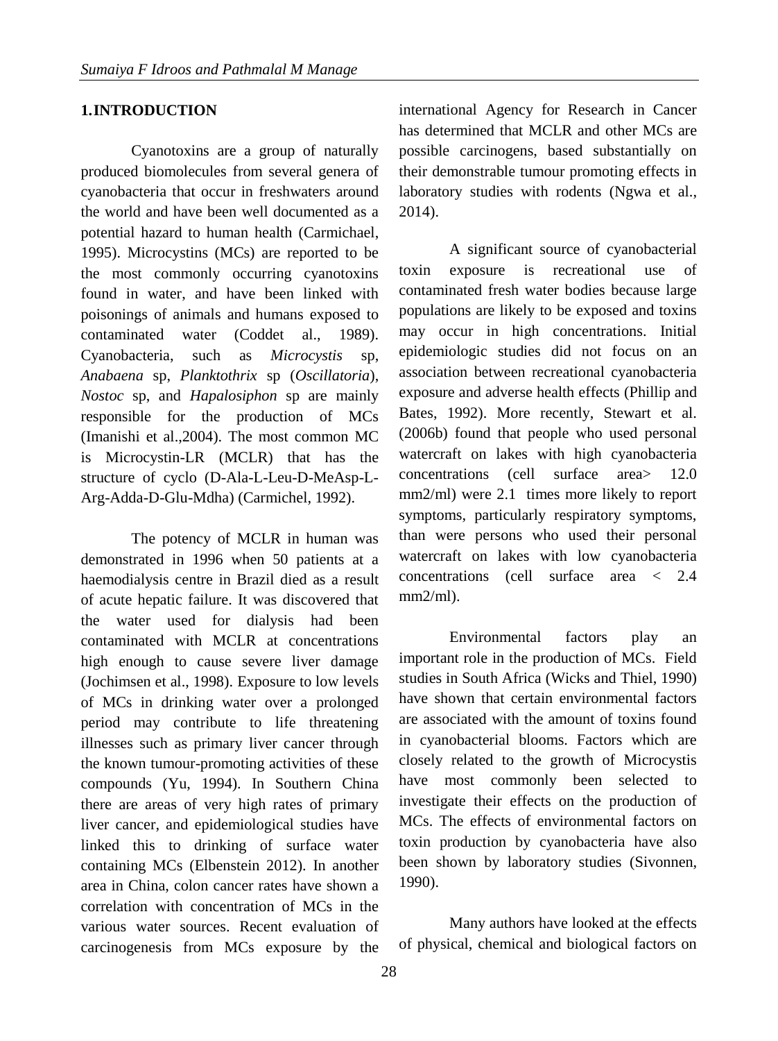## 1. INTRODUCTION

Cyanotoxins are a group of naturally produced biomolecules from several genera of cyanobacteria that occur in freshwaters around the world and have been well documented as a potential hazard to human health (Carmichael, 1995). Microcystins (MCs) are reported to be the most commonly occurring cyanotoxins found in water, and have been linked with poisonings of animals and humans exposed to contaminated water (Coddet al., 1989). Cyanobacteria, such as *Microcystis* sp, *Anabaena* sp, *Planktothrix* sp (*Oscillatoria*), *Nostoc* sp, and *Hapalosiphon* sp are mainly responsible for the production of MCs (Imanishi et al.,2004). The most common MC is Microcystin-LR (MCLR) that has the structure of cyclo (D-Ala-L-Leu-D-MeAsp-L-Arg-Adda-D-Glu-Mdha) (Carmichel, 1992).

The potency of MCLR in human was demonstrated in 1996 when 50 patients at a haemodialysis centre in Brazil died as a result of acute hepatic failure. It was discovered that the water used for dialysis had been contaminated with MCLR at concentrations high enough to cause severe liver damage (Jochimsen et al., 1998). Exposure to low levels of MCs in drinking water over a prolonged period may contribute to life threatening illnesses such as primary liver cancer through the known tumour-promoting activities of these compounds (Yu, 1994). In Southern China there are areas of very high rates of primary liver cancer, and epidemiological studies have linked this to drinking of surface water containing MCs (Elbenstein 2012). In another area in China, colon cancer rates have shown a correlation with concentration of MCs in the various water sources. Recent evaluation of carcinogenesis from MCs exposure by the international Agency for Research in Cancer has determined that MCLR and other MCs are possible carcinogens, based substantially on their demonstrable tumour promoting effects in laboratory studies with rodents (Ngwa et al., 2014).

A significant source of cyanobacterial toxin exposure is recreational use of contaminated fresh water bodies because large populations are likely to be exposed and toxins may occur in high concentrations. Initial epidemiologic studies did not focus on an association between recreational cyanobacteria exposure and adverse health effects (Phillip and Bates, 1992). More recently, Stewart et al. (2006b) found that people who used personal watercraft on lakes with high cyanobacteria concentrations (cell surface area> 12.0 mm2/ml) were 2.1 times more likely to report symptoms, particularly respiratory symptoms, than were persons who used their personal watercraft on lakes with low cyanobacteria concentrations (cell surface area < 2.4 mm2/ml).

Environmental factors play an important role in the production of MCs. Field studies in South Africa (Wicks and Thiel, 1990) have shown that certain environmental factors are associated with the amount of toxins found in cyanobacterial blooms. Factors which are closely related to the growth of Microcystis have most commonly been selected to investigate their effects on the production of MCs. The effects of environmental factors on toxin production by cyanobacteria have also been shown by laboratory studies (Sivonnen, 1990).

Many authors have looked at the effects of physical, chemical and biological factors on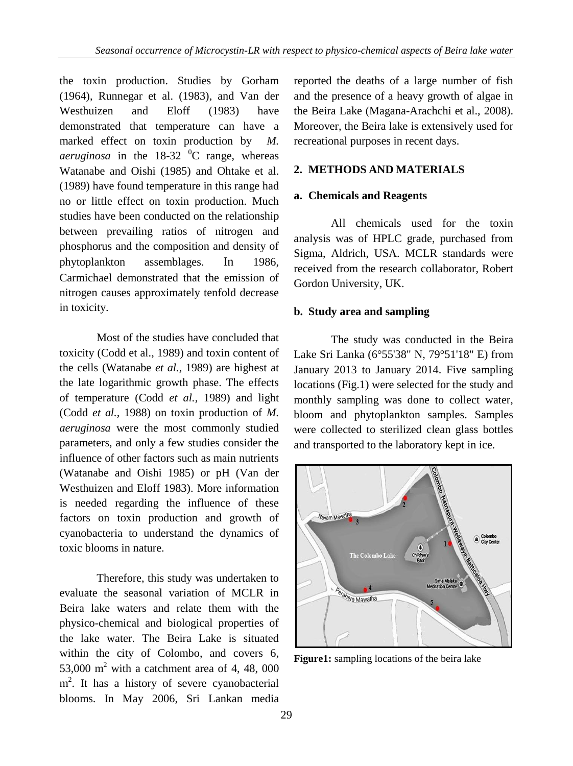the toxin production. Studies by Gorham (1964), Runnegar et al. (1983), and Van der Westhuizen and Eloff (1983) have demonstrated that temperature can have a marked effect on toxin production by *M. aeruginosa* in the 18-32 $^{0}$C range, whereas Watanabe and Oishi (1985) and Ohtake et al. (1989) have found temperature in this range had no or little effect on toxin production. Much studies have been conducted on the relationship between prevailing ratios of nitrogen and phosphorus and the composition and density of phytoplankton assemblages. In 1986, Carmichael demonstrated that the emission of nitrogen causes approximately tenfold decrease in toxicity.

Most of the studies have concluded that toxicity (Codd et al., 1989) and toxin content of the cells (Watanabe *et al.*, 1989) are highest at the late logarithmic growth phase. The effects of temperature (Codd *et al.*, 1989) and light (Codd *et al.*, 1988) on toxin production of *M. aeruginosa* were the most commonly studied parameters, and only a few studies consider the influence of other factors such as main nutrients (Watanabe and Oishi 1985) or pH (Van der Westhuizen and Eloff 1983). More information is needed regarding the influence of these factors on toxin production and growth of cyanobacteria to understand the dynamics of toxic blooms in nature.

Therefore, this study was undertaken to evaluate the seasonal variation of MCLR in Beira lake waters and relate them with the physico-chemical and biological properties of the lake water. The Beira Lake is situated within the city of Colombo, and covers 6, 53,000 $m^2$ with a catchment area of 4, 48, 000 $m^2$. It has a history of severe cyanobacterial blooms. In May 2006, Sri Lankan media reported the deaths of a large number of fish and the presence of a heavy growth of algae in the Beira Lake (Magana-Arachchi et al., 2008). Moreover, the Beira lake is extensively used for recreational purposes in recent days.

## 2. METHODS AND MATERIALS

### a. Chemicals and Reagents

All chemicals used for the toxin analysis was of HPLC grade, purchased from Sigma, Aldrich, USA. MCLR standards were received from the research collaborator, Robert Gordon University, UK.

### b. Study area and sampling

The study was conducted in the Beira Lake Sri Lanka (6°55'38" N, 79°51'18" E) from January 2013 to January 2014. Five sampling locations (Fig.1) were selected for the study and monthly sampling was done to collect water, bloom and phytoplankton samples. Samples were collected to sterilized clean glass bottles and transported to the laboratory kept in ice.

**Figure1:** sampling locations of the beira lake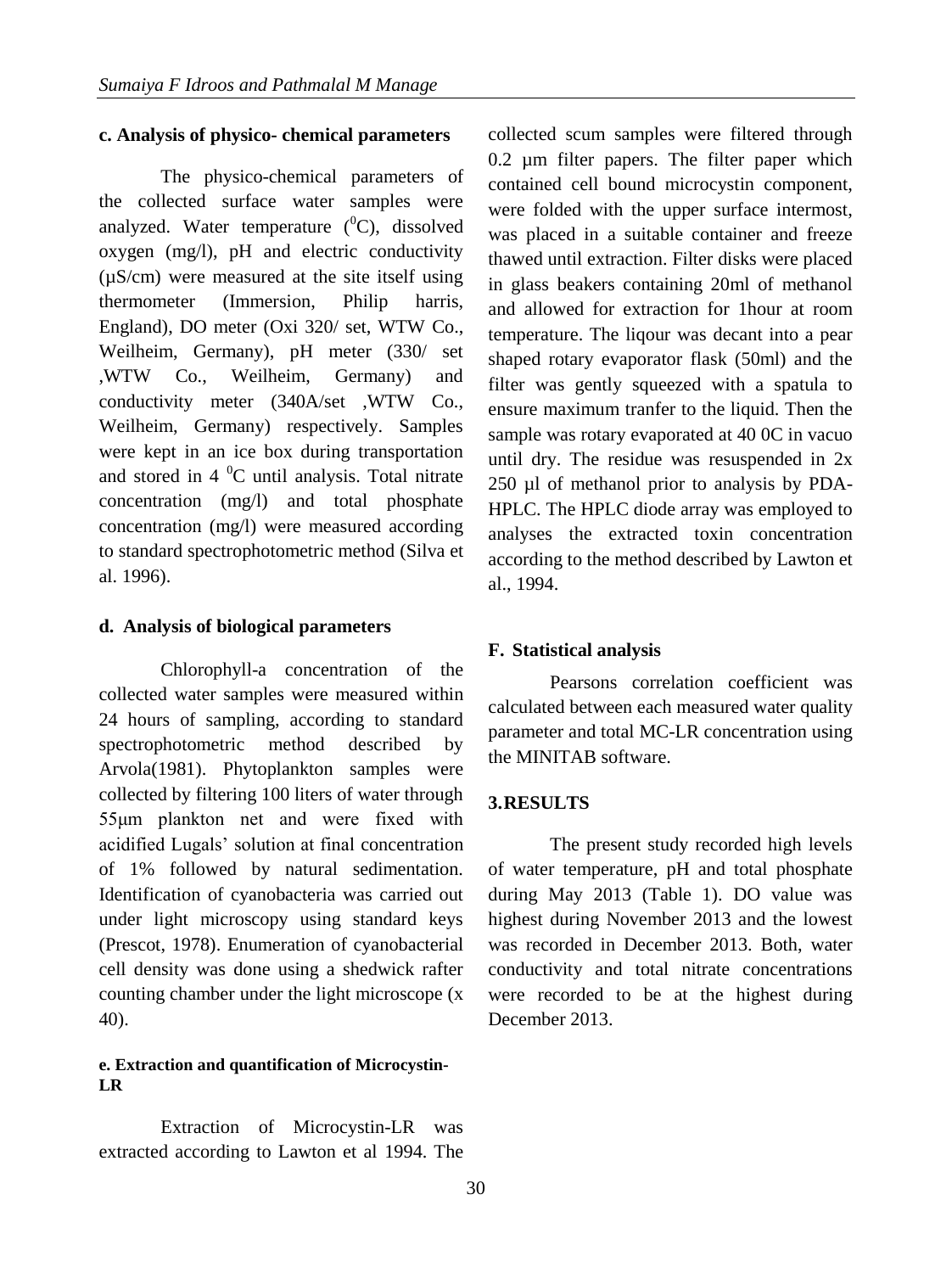### c. Analysis of physico- chemical parameters

The physico-chemical parameters of the collected surface water samples were analyzed. Water temperature ($^{0}$C), dissolved oxygen (mg/l), pH and electric conductivity (μS/cm) were measured at the site itself using thermometer (Immersion, Philip harris, England), DO meter (Oxi 320/ set, WTW Co., Weilheim, Germany), pH meter (330/ set ,WTW Co., Weilheim, Germany) and conductivity meter (340A/set ,WTW Co., Weilheim, Germany) respectively. Samples were kept in an ice box during transportation and stored in 4 $^{0}$C until analysis. Total nitrate concentration (mg/l) and total phosphate concentration (mg/l) were measured according to standard spectrophotometric method (Silva et al. 1996).

### d. Analysis of biological parameters

Chlorophyll-a concentration of the collected water samples were measured within 24 hours of sampling, according to standard spectrophotometric method described by Arvola(1981). Phytoplankton samples were collected by filtering 100 liters of water through 55μm plankton net and were fixed with acidified Lugals' solution at final concentration of 1% followed by natural sedimentation. Identification of cyanobacteria was carried out under light microscopy using standard keys (Prescot, 1978). Enumeration of cyanobacterial cell density was done using a shedwick rafter counting chamber under the light microscope (x 40).

### e. Extraction and quantification of Microcystin-LR

Extraction of Microcystin-LR was extracted according to Lawton et al 1994. The collected scum samples were filtered through 0.2 µm filter papers. The filter paper which contained cell bound microcystin component, were folded with the upper surface intermost, was placed in a suitable container and freeze thawed until extraction. Filter disks were placed in glass beakers containing 20ml of methanol and allowed for extraction for 1hour at room temperature. The liqour was decant into a pear shaped rotary evaporator flask (50ml) and the filter was gently squeezed with a spatula to ensure maximum tranfer to the liquid. Then the sample was rotary evaporated at 40 0C in vacuo until dry. The residue was resuspended in 2x 250 µl of methanol prior to analysis by PDA-HPLC. The HPLC diode array was employed to analyses the extracted toxin concentration according to the method described by Lawton et al., 1994.

### F. Statistical analysis

Pearsons correlation coefficient was calculated between each measured water quality parameter and total MC-LR concentration using the MINITAB software.

## 3. RESULTS

The present study recorded high levels of water temperature, pH and total phosphate during May 2013 (Table 1). DO value was highest during November 2013 and the lowest was recorded in December 2013. Both, water conductivity and total nitrate concentrations were recorded to be at the highest during December 2013.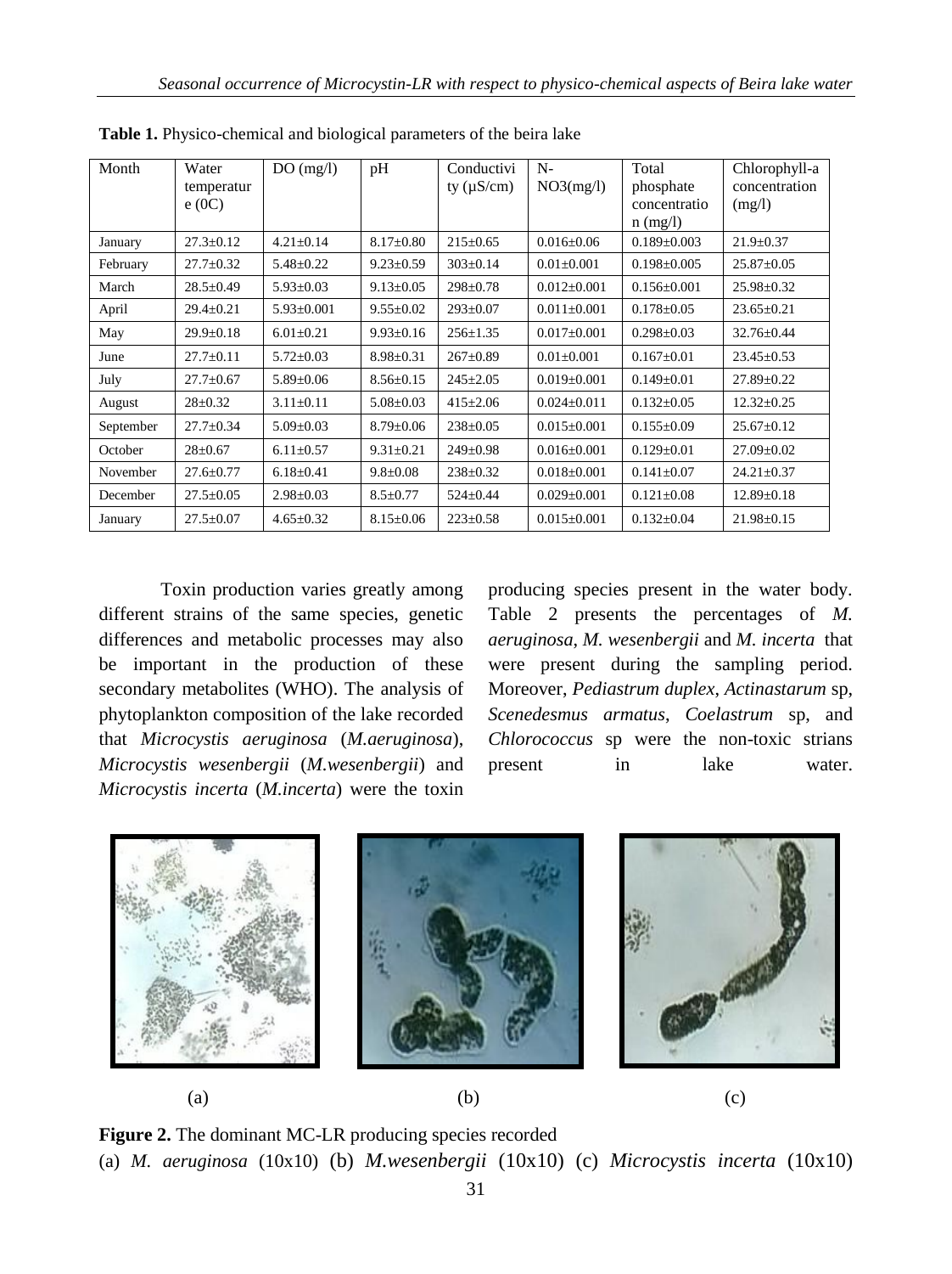**Table 1.** Physico-chemical and biological parameters of the beira lake

| Month | Water temperature (0C) | DO (mg/l) | pH | Conductivity (µS/cm) | N-NO3(mg/l) | Total phosphate concentration (mg/l) | Chlorophyll-a concentration (mg/l) |
|---|---|---|---|---|---|---|---|
| January | 27.3±0.12 | 4.21±0.14 | 8.17±0.80 | 215±0.65 | 0.016±0.06 | 0.189±0.003 | 21.9±0.37 |
| February | 27.7±0.32 | 5.48±0.22 | 9.23±0.59 | 303±0.14 | 0.01±0.001 | 0.198±0.005 | 25.87±0.05 |
| March | 28.5±0.49 | 5.93±0.03 | 9.13±0.05 | 298±0.78 | 0.012±0.001 | 0.156±0.001 | 25.98±0.32 |
| April | 29.4±0.21 | 5.93±0.001 | 9.55±0.02 | 293±0.07 | 0.011±0.001 | 0.178±0.05 | 23.65±0.21 |
| May | 29.9±0.18 | 6.01±0.21 | 9.93±0.16 | 256±1.35 | 0.017±0.001 | 0.298±0.03 | 32.76±0.44 |
| June | 27.7±0.11 | 5.72±0.03 | 8.98±0.31 | 267±0.89 | 0.01±0.001 | 0.167±0.01 | 23.45±0.53 |
| July | 27.7±0.67 | 5.89±0.06 | 8.56±0.15 | 245±2.05 | 0.019±0.001 | 0.149±0.01 | 27.89±0.22 |
| August | 28±0.32 | 3.11±0.11 | 5.08±0.03 | 415±2.06 | 0.024±0.011 | 0.132±0.05 | 12.32±0.25 |
| September | 27.7±0.34 | 5.09±0.03 | 8.79±0.06 | 238±0.05 | 0.015±0.001 | 0.155±0.09 | 25.67±0.12 |
| October | 28±0.67 | 6.11±0.57 | 9.31±0.21 | 249±0.98 | 0.016±0.001 | 0.129±0.01 | 27.09±0.02 |
| November | 27.6±0.77 | 6.18±0.41 | 9.8±0.08 | 238±0.32 | 0.018±0.001 | 0.141±0.07 | 24.21±0.37 |
| December | 27.5±0.05 | 2.98±0.03 | 8.5±0.77 | 524±0.44 | 0.029±0.001 | 0.121±0.08 | 12.89±0.18 |
| January | 27.5±0.07 | 4.65±0.32 | 8.15±0.06 | 223±0.58 | 0.015±0.001 | 0.132±0.04 | 21.98±0.15 |

Toxin production varies greatly among different strains of the same species, genetic differences and metabolic processes may also be important in the production of these secondary metabolites (WHO). The analysis of phytoplankton composition of the lake recorded that *Microcystis aeruginosa* (*M.aeruginosa*), *Microcystis wesenbergii* (*M.wesenbergii*) and *Microcystis incerta* (*M.incerta*) were the toxin producing species present in the water body. Table 2 presents the percentages of *M. aeruginosa*, *M. wesenbergii* and *M. incerta* that were present during the sampling period. Moreover, *Pediastrum duplex*, *Actinastarum* sp, *Scenedesmus armatus*, *Coelastrum* sp, and *Chlorococcus* sp were the non-toxic strians present in lake water.

(a) (b) (c)

**Figure 2.** The dominant MC-LR producing species recorded
(a) *M. aeruginosa* (10x10) (b) *M.wesenbergii* (10x10) (c) *Microcystis incerta* (10x10)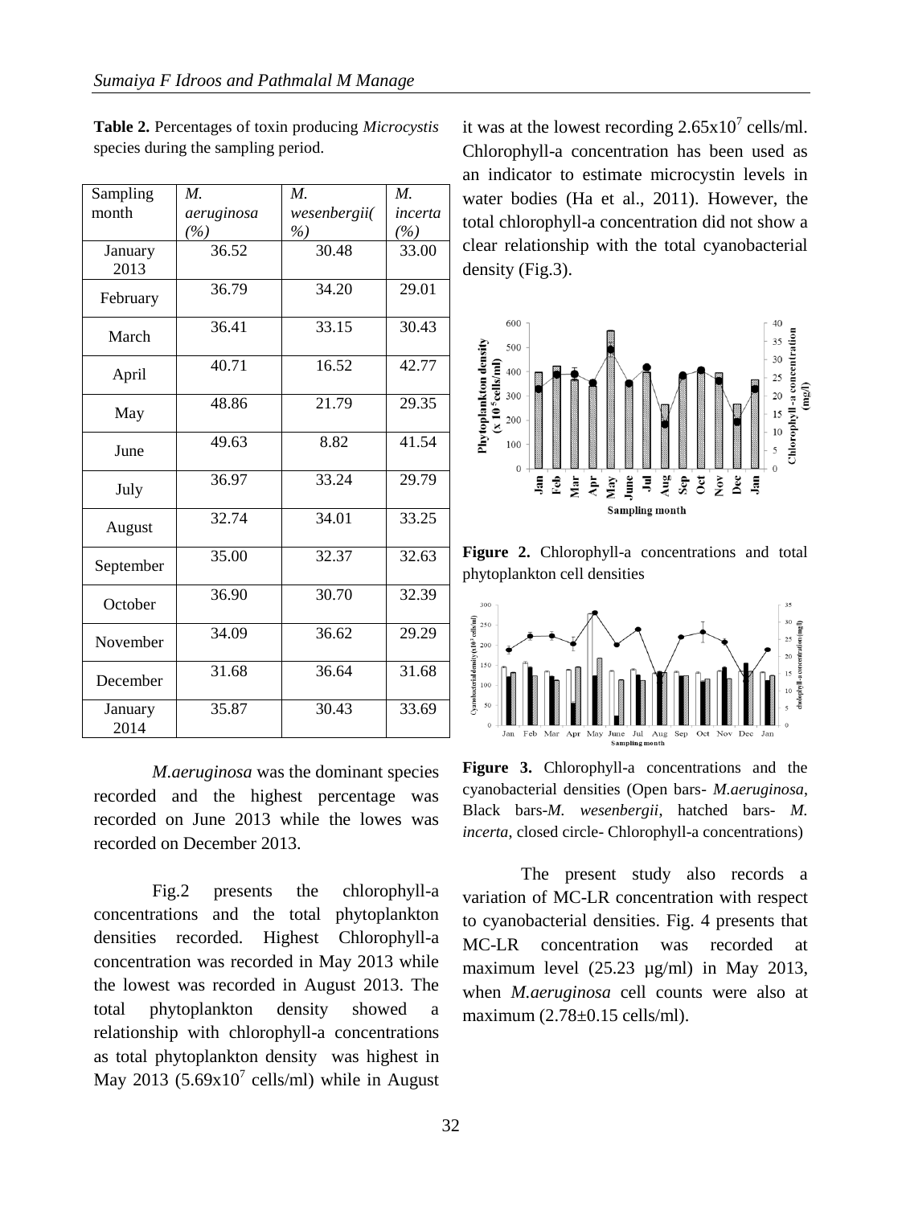**Table 2.** Percentages of toxin producing *Microcystis* species during the sampling period.

| Sampling month | *M. aeruginosa (%)* | *M. wesenbergii(%)* | *M. incerta (%)* |
|---|---|---|---|
| January 2013 | 36.52 | 30.48 | 33.00 |
| February | 36.79 | 34.20 | 29.01 |
| March | 36.41 | 33.15 | 30.43 |
| April | 40.71 | 16.52 | 42.77 |
| May | 48.86 | 21.79 | 29.35 |
| June | 49.63 | 8.82 | 41.54 |
| July | 36.97 | 33.24 | 29.79 |
| August | 32.74 | 34.01 | 33.25 |
| September | 35.00 | 32.37 | 32.63 |
| October | 36.90 | 30.70 | 32.39 |
| November | 34.09 | 36.62 | 29.29 |
| December | 31.68 | 36.64 | 31.68 |
| January 2014 | 35.87 | 30.43 | 33.69 |

*M.aeruginosa* was the dominant species recorded and the highest percentage was recorded on June 2013 while the lowes was recorded on December 2013.

Fig.2 presents the chlorophyll-a concentrations and the total phytoplankton densities recorded. Highest Chlorophyll-a concentration was recorded in May 2013 while the lowest was recorded in August 2013. The total phytoplankton density showed a relationship with chlorophyll-a concentrations as total phytoplankton density was highest in May 2013 ($5.69 \times 10^7$ cells/ml) while in August it was at the lowest recording $2.65 \times 10^7$ cells/ml. Chlorophyll-a concentration has been used as an indicator to estimate microcystin levels in water bodies (Ha et al., 2011). However, the total chlorophyll-a concentration did not show a clear relationship with the total cyanobacterial density (Fig.3).

**Figure 2.** Chlorophyll-a concentrations and total phytoplankton cell densities

**Figure 3.** Chlorophyll-a concentrations and the cyanobacterial densities (Open bars- *M.aeruginosa*, Black bars-*M. wesenbergii*, hatched bars- *M. incerta*, closed circle- Chlorophyll-a concentrations)

The present study also records a variation of MC-LR concentration with respect to cyanobacterial densities. Fig. 4 presents that MC-LR concentration was recorded at maximum level (25.23 µg/ml) in May 2013, when *M.aeruginosa* cell counts were also at maximum (2.78±0.15 cells/ml).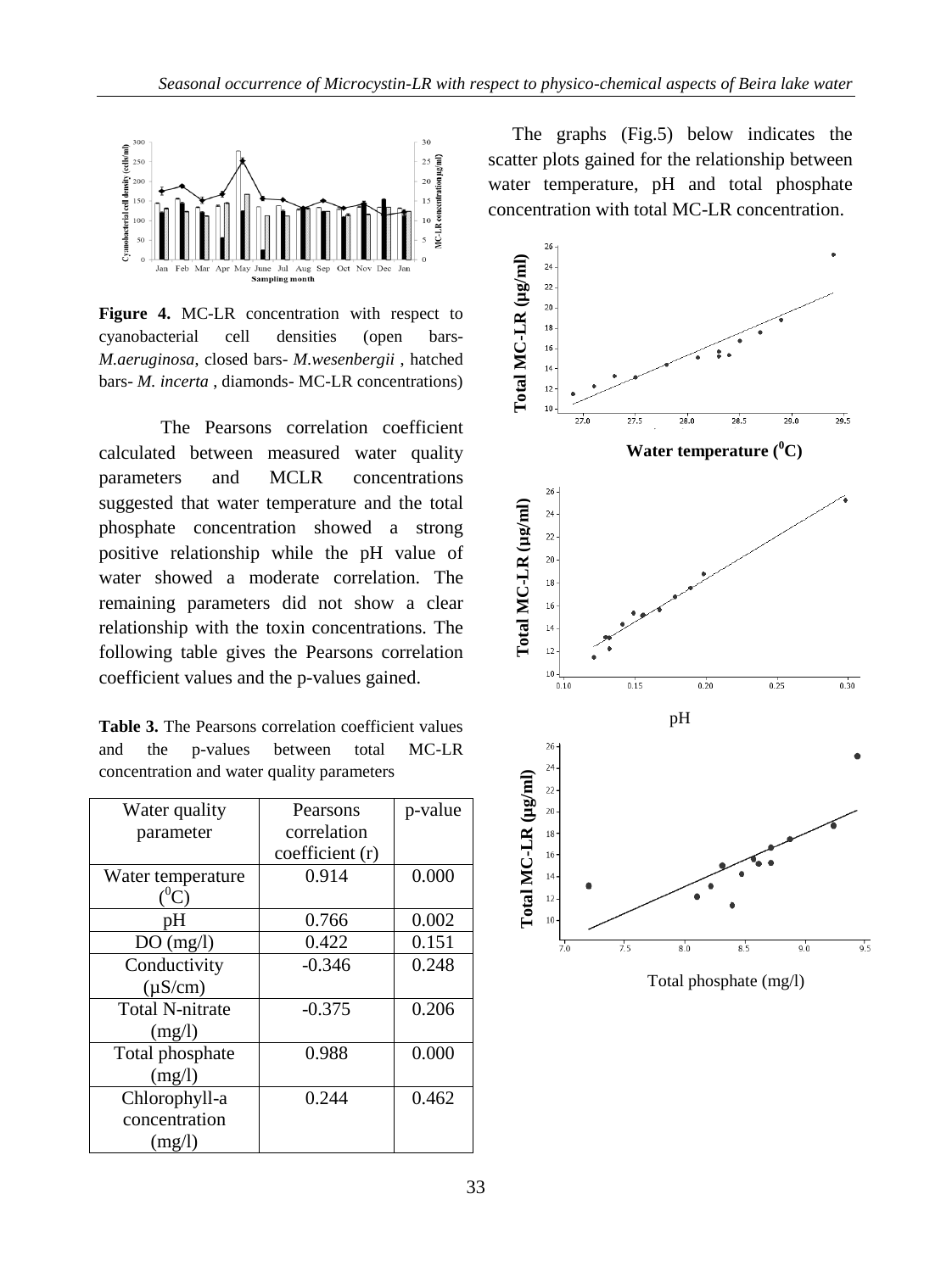Figure 4. MC-LR concentration with respect to cyanobacterial cell densities (open bars- *M.aeruginosa*, closed bars- *M.wesenbergii* , hatched bars- *M. incerta* , diamonds- MC-LR concentrations)

The Pearsons correlation coefficient calculated between measured water quality parameters and MCLR concentrations suggested that water temperature and the total phosphate concentration showed a strong positive relationship while the pH value of water showed a moderate correlation. The remaining parameters did not show a clear relationship with the toxin concentrations. The following table gives the Pearsons correlation coefficient values and the p-values gained.

**Table 3.** The Pearsons correlation coefficient values and the p-values between total MC-LR concentration and water quality parameters

| Water quality parameter | Pearsons correlation coefficient (r) | p-value |
|---|---|---|
| Water temperature ($^0$C) | 0.914 | 0.000 |
| pH | 0.766 | 0.002 |
| DO (mg/l) | 0.422 | 0.151 |
| Conductivity (µS/cm) | -0.346 | 0.248 |
| Total N-nitrate (mg/l) | -0.375 | 0.206 |
| Total phosphate (mg/l) | 0.988 | 0.000 |
| Chlorophyll-a concentration (mg/l) | 0.244 | 0.462 |

The graphs (Fig.5) below indicates the scatter plots gained for the relationship between water temperature, pH and total phosphate concentration with total MC-LR concentration.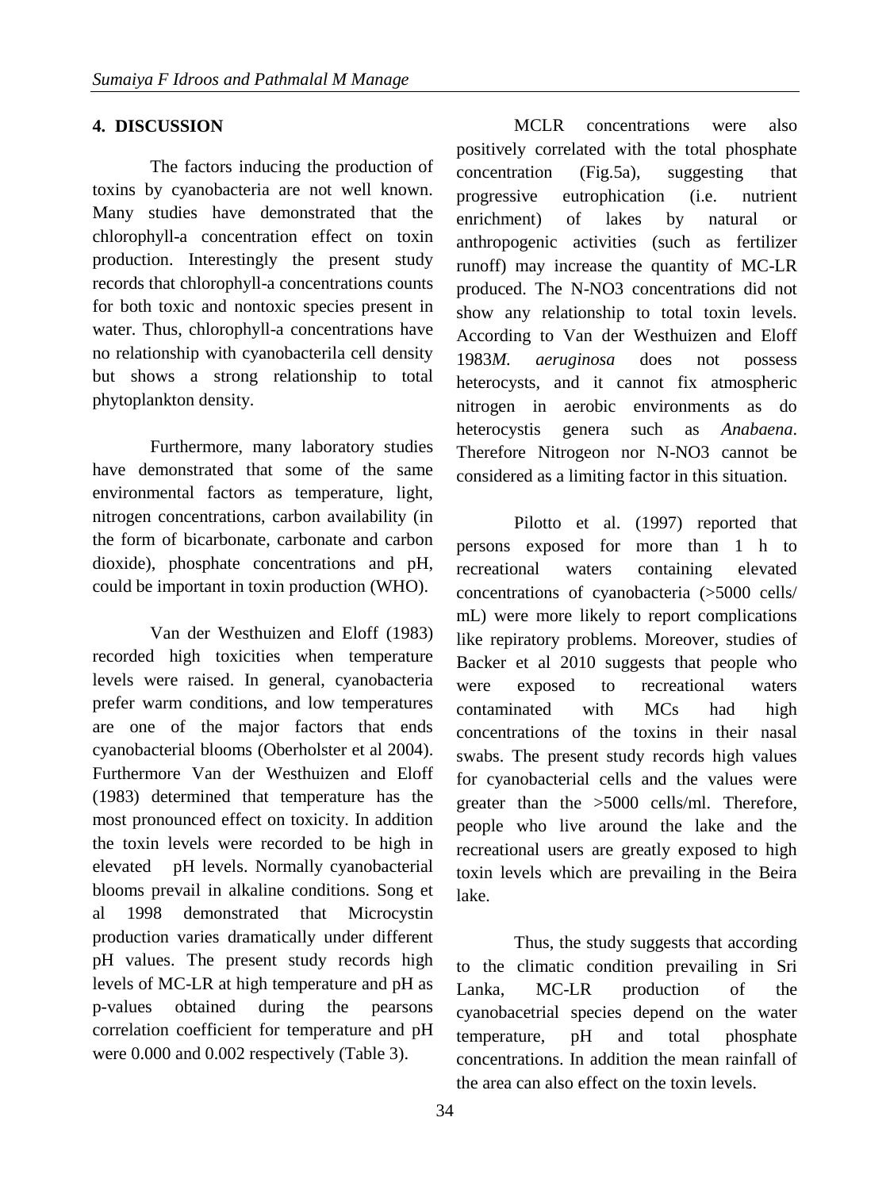## 4. DISCUSSION

The factors inducing the production of toxins by cyanobacteria are not well known. Many studies have demonstrated that the chlorophyll-a concentration effect on toxin production. Interestingly the present study records that chlorophyll-a concentrations counts for both toxic and nontoxic species present in water. Thus, chlorophyll-a concentrations have no relationship with cyanobacterila cell density but shows a strong relationship to total phytoplankton density.

Furthermore, many laboratory studies have demonstrated that some of the same environmental factors as temperature, light, nitrogen concentrations, carbon availability (in the form of bicarbonate, carbonate and carbon dioxide), phosphate concentrations and pH, could be important in toxin production (WHO).

Van der Westhuizen and Eloff (1983) recorded high toxicities when temperature levels were raised. In general, cyanobacteria prefer warm conditions, and low temperatures are one of the major factors that ends cyanobacterial blooms (Oberholster et al 2004). Furthermore Van der Westhuizen and Eloff (1983) determined that temperature has the most pronounced effect on toxicity. In addition the toxin levels were recorded to be high in elevated pH levels. Normally cyanobacterial blooms prevail in alkaline conditions. Song et al 1998 demonstrated that Microcystin production varies dramatically under different pH values. The present study records high levels of MC-LR at high temperature and pH as p-values obtained during the pearsons correlation coefficient for temperature and pH were 0.000 and 0.002 respectively (Table 3).

MCLR concentrations were also positively correlated with the total phosphate concentration (Fig.5a), suggesting that progressive eutrophication (i.e. nutrient enrichment) of lakes by natural or anthropogenic activities (such as fertilizer runoff) may increase the quantity of MC-LR produced. The N-NO3 concentrations did not show any relationship to total toxin levels. According to Van der Westhuizen and Eloff 1983*M. aeruginosa* does not possess heterocysts, and it cannot fix atmospheric nitrogen in aerobic environments as do heterocystis genera such as *Anabaena*. Therefore Nitrogeon nor N-NO3 cannot be considered as a limiting factor in this situation.

Pilotto et al. (1997) reported that persons exposed for more than 1 h to recreational waters containing elevated concentrations of cyanobacteria (>5000 cells/ mL) were more likely to report complications like repiratory problems. Moreover, studies of Backer et al 2010 suggests that people who were exposed to recreational waters contaminated with MCs had high concentrations of the toxins in their nasal swabs. The present study records high values for cyanobacterial cells and the values were greater than the >5000 cells/ml. Therefore, people who live around the lake and the recreational users are greatly exposed to high toxin levels which are prevailing in the Beira lake.

Thus, the study suggests that according to the climatic condition prevailing in Sri Lanka, MC-LR production of the cyanobacetrial species depend on the water temperature, pH and total phosphate concentrations. In addition the mean rainfall of the area can also effect on the toxin levels.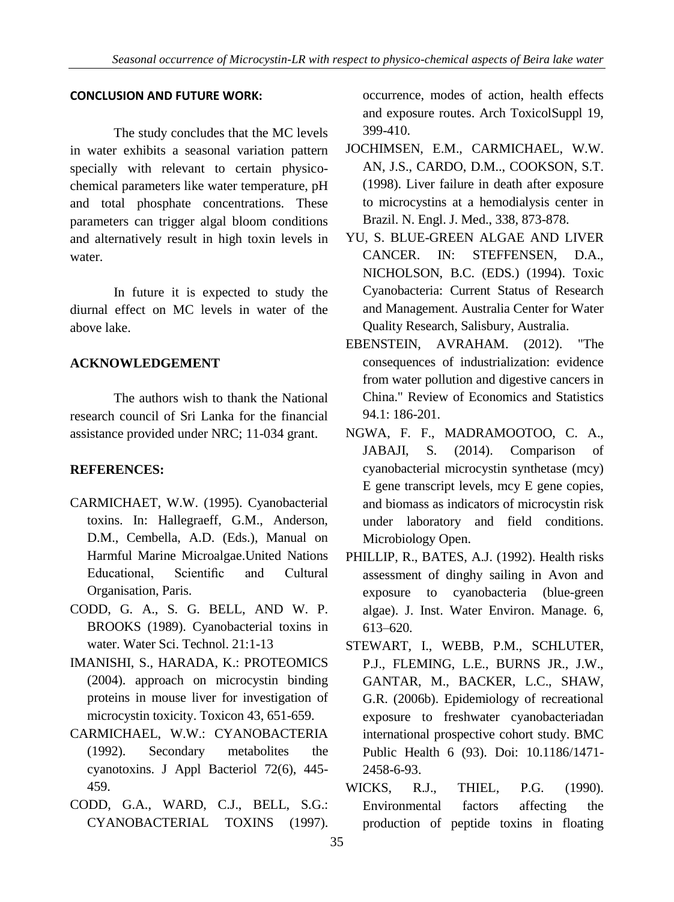## CONCLUSION AND FUTURE WORK:

The study concludes that the MC levels in water exhibits a seasonal variation pattern specially with relevant to certain physico-chemical parameters like water temperature, pH and total phosphate concentrations. These parameters can trigger algal bloom conditions and alternatively result in high toxin levels in water.

In future it is expected to study the diurnal effect on MC levels in water of the above lake.

## ACKNOWLEDGEMENT

The authors wish to thank the National research council of Sri Lanka for the financial assistance provided under NRC; 11-034 grant.

## REFERENCES:

CARMICHAET, W.W. (1995). Cyanobacterial toxins. In: Hallegraeff, G.M., Anderson, D.M., Cembella, A.D. (Eds.), Manual on Harmful Marine Microalgae.United Nations Educational, Scientific and Cultural Organisation, Paris.

CODD, G. A., S. G. BELL, AND W. P. BROOKS (1989). Cyanobacterial toxins in water. Water Sci. Technol. 21:1-13

IMANISHI, S., HARADA, K.: PROTEOMICS (2004). approach on microcystin binding proteins in mouse liver for investigation of microcystin toxicity. Toxicon 43, 651-659.

CARMICHAEL, W.W.: CYANOBACTERIA (1992). Secondary metabolites the cyanotoxins. J Appl Bacteriol 72(6), 445-459.

CODD, G.A., WARD, C.J., BELL, S.G.: CYANOBACTERIAL TOXINS (1997). occurrence, modes of action, health effects and exposure routes. Arch ToxicolSuppl 19, 399-410.

JOCHIMSEN, E.M., CARMICHAEL, W.W. AN, J.S., CARDO, D.M.., COOKSON, S.T. (1998). Liver failure in death after exposure to microcystins at a hemodialysis center in Brazil. N. Engl. J. Med., 338, 873-878.

YU, S. BLUE-GREEN ALGAE AND LIVER CANCER. IN: STEFFENSEN, D.A., NICHOLSON, B.C. (EDS.) (1994). Toxic Cyanobacteria: Current Status of Research and Management. Australia Center for Water Quality Research, Salisbury, Australia.

EBENSTEIN, AVRAHAM. (2012). "The consequences of industrialization: evidence from water pollution and digestive cancers in China." Review of Economics and Statistics 94.1: 186-201.

NGWA, F. F., MADRAMOOTOO, C. A., JABAJI, S. (2014). Comparison of cyanobacterial microcystin synthetase (mcy) E gene transcript levels, mcy E gene copies, and biomass as indicators of microcystin risk under laboratory and field conditions. Microbiology Open.

PHILLIP, R., BATES, A.J. (1992). Health risks assessment of dinghy sailing in Avon and exposure to cyanobacteria (blue-green algae). J. Inst. Water Environ. Manage. 6, 613–620.

STEWART, I., WEBB, P.M., SCHLUTER, P.J., FLEMING, L.E., BURNS JR., J.W., GANTAR, M., BACKER, L.C., SHAW, G.R. (2006b). Epidemiology of recreational exposure to freshwater cyanobacteriadan international prospective cohort study. BMC Public Health 6 (93). Doi: 10.1186/1471-2458-6-93.

WICKS, R.J., THIEL, P.G. (1990). Environmental factors affecting the production of peptide toxins in floating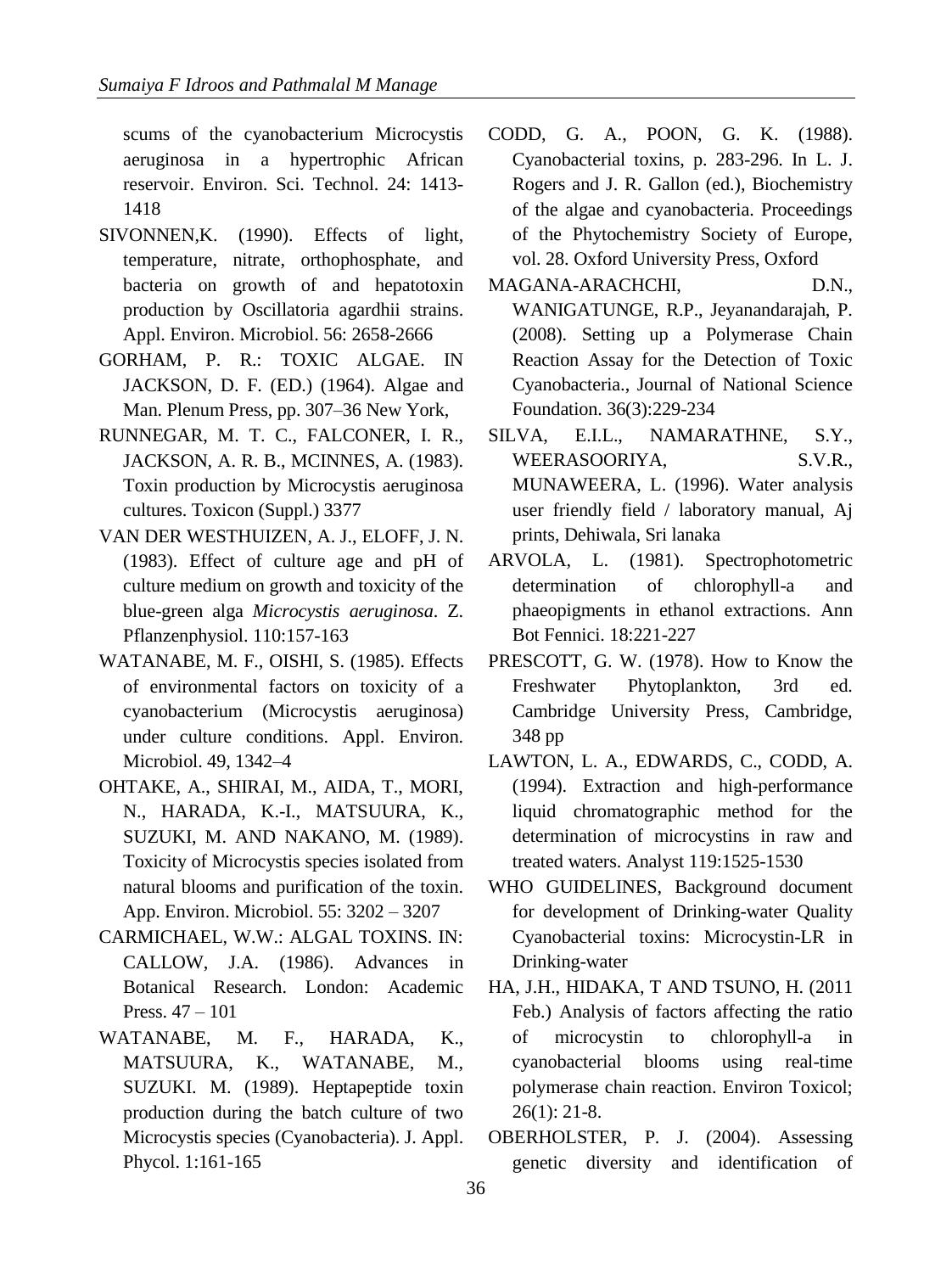scums of the cyanobacterium Microcystis aeruginosa in a hypertrophic African reservoir. Environ. Sci. Technol. 24: 1413-1418

SIVONNEN,K. (1990). Effects of light, temperature, nitrate, orthophosphate, and bacteria on growth of and hepatotoxin production by Oscillatoria agardhii strains. Appl. Environ. Microbiol. 56: 2658-2666

GORHAM, P. R.: TOXIC ALGAE. IN JACKSON, D. F. (ED.) (1964). Algae and Man. Plenum Press, pp. 307–36 New York,

RUNNEGAR, M. T. C., FALCONER, I. R., JACKSON, A. R. B., MCINNES, A. (1983). Toxin production by Microcystis aeruginosa cultures. Toxicon (Suppl.) 3377

VAN DER WESTHUIZEN, A. J., ELOFF, J. N. (1983). Effect of culture age and pH of culture medium on growth and toxicity of the blue-green alga *Microcystis aeruginosa*. Z. Pflanzenphysiol. 110:157-163

WATANABE, M. F., OISHI, S. (1985). Effects of environmental factors on toxicity of a cyanobacterium (Microcystis aeruginosa) under culture conditions. Appl. Environ. Microbiol. 49, 1342–4

OHTAKE, A., SHIRAI, M., AIDA, T., MORI, N., HARADA, K.-I., MATSUURA, K., SUZUKI, M. AND NAKANO, M. (1989). Toxicity of Microcystis species isolated from natural blooms and purification of the toxin. App. Environ. Microbiol. 55: 3202 – 3207

CARMICHAEL, W.W.: ALGAL TOXINS. IN: CALLOW, J.A. (1986). Advances in Botanical Research. London: Academic Press. 47 – 101

WATANABE, M. F., HARADA, K., MATSUURA, K., WATANABE, M., SUZUKI. M. (1989). Heptapeptide toxin production during the batch culture of two Microcystis species (Cyanobacteria). J. Appl. Phycol. 1:161-165

CODD, G. A., POON, G. K. (1988). Cyanobacterial toxins, p. 283-296. In L. J. Rogers and J. R. Gallon (ed.), Biochemistry of the algae and cyanobacteria. Proceedings of the Phytochemistry Society of Europe, vol. 28. Oxford University Press, Oxford

MAGANA-ARACHCHI, D.N., WANIGATUNGE, R.P., Jeyanandarajah, P. (2008). Setting up a Polymerase Chain Reaction Assay for the Detection of Toxic Cyanobacteria., Journal of National Science Foundation. 36(3):229-234

SILVA, E.I.L., NAMARATHNE, S.Y., WEERASOORIYA, S.V.R., MUNAWEERA, L. (1996). Water analysis user friendly field / laboratory manual, Aj prints, Dehiwala, Sri lanaka

ARVOLA, L. (1981). Spectrophotometric determination of chlorophyll-a and phaeopigments in ethanol extractions. Ann Bot Fennici. 18:221-227

PRESCOTT, G. W. (1978). How to Know the Freshwater Phytoplankton, 3rd ed. Cambridge University Press, Cambridge, 348 pp

LAWTON, L. A., EDWARDS, C., CODD, A. (1994). Extraction and high-performance liquid chromatographic method for the determination of microcystins in raw and treated waters. Analyst 119:1525-1530

WHO GUIDELINES, Background document for development of Drinking-water Quality Cyanobacterial toxins: Microcystin-LR in Drinking-water

HA, J.H., HIDAKA, T AND TSUNO, H. (2011 Feb.) Analysis of factors affecting the ratio of microcystin to chlorophyll-a in cyanobacterial blooms using real-time polymerase chain reaction. Environ Toxicol; 26(1): 21-8.

OBERHOLSTER, P. J. (2004). Assessing genetic diversity and identification of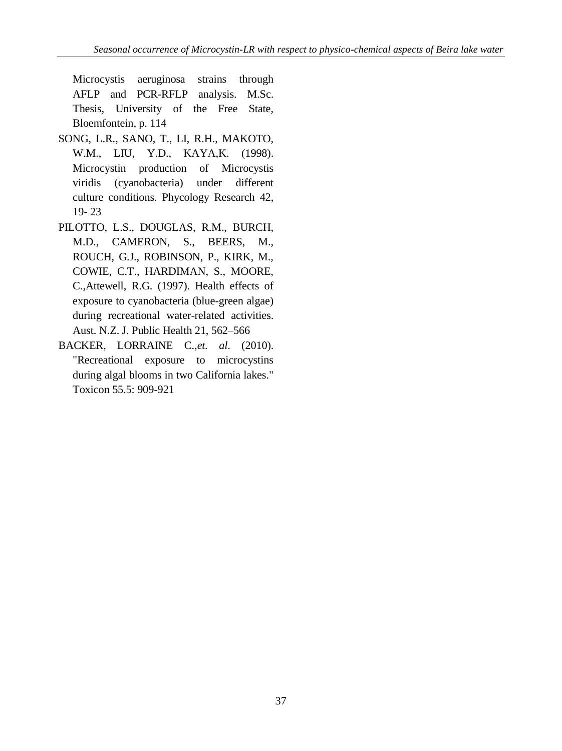Microcystis aeruginosa strains through AFLP and PCR-RFLP analysis. M.Sc. Thesis, University of the Free State, Bloemfontein, p. 114

SONG, L.R., SANO, T., LI, R.H., MAKOTO, W.M., LIU, Y.D., KAYA,K. (1998). Microcystin production of Microcystis viridis (cyanobacteria) under different culture conditions. Phycology Research 42, 19- 23

PILOTTO, L.S., DOUGLAS, R.M., BURCH, M.D., CAMERON, S., BEERS, M., ROUCH, G.J., ROBINSON, P., KIRK, M., COWIE, C.T., HARDIMAN, S., MOORE, C.,Attewell, R.G. (1997). Health effects of exposure to cyanobacteria (blue-green algae) during recreational water-related activities. Aust. N.Z. J. Public Health 21, 562–566

BACKER, LORRAINE C.,*et. al*. (2010). "Recreational exposure to microcystins during algal blooms in two California lakes." Toxicon 55.5: 909-921